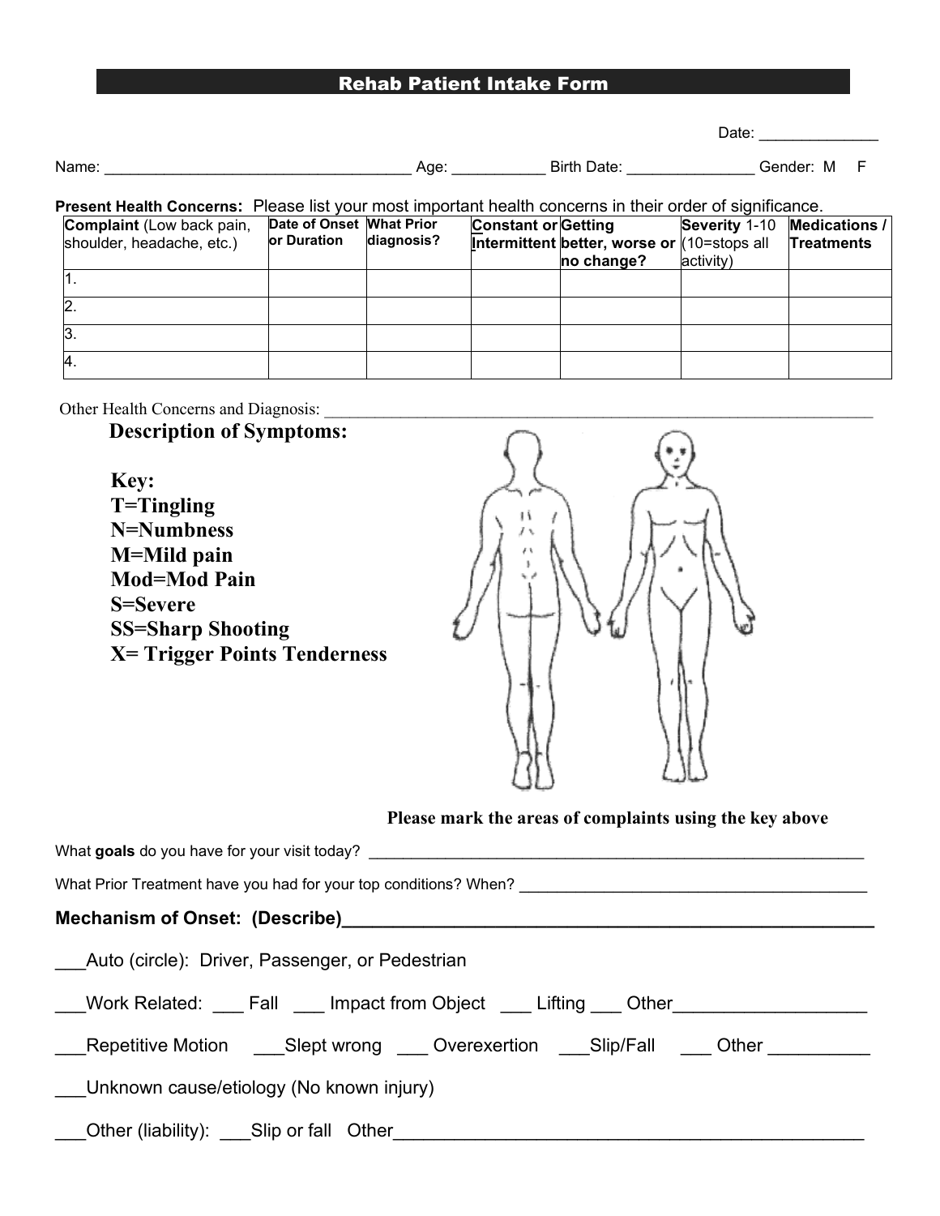# Rehab Patient Intake Form

Date: ______________

Name: ____________________________________ Age: ___________ Birth Date: _______________ Gender: M F

**Present Health Concerns:** Please list your most important health concerns in their order of significance.

| **Complaint** (Low back pain, shoulder, headache, etc.) | **Date of Onset or Duration** | **What Prior diagnosis?** | **Constant or Intermittent** | **Getting better, worse or no change?** | **Severity** 1-10 (10=stops all activity) | **Medications / Treatments** |
|---|---|---|---|---|---|---|
| 1. | | | | | | |
| 2. | | | | | | |
| 3. | | | | | | |
| 4. | | | | | | |

Other Health Concerns and Diagnosis: ____________________________________________________________________

## Description of Symptoms:

**Key:**
**T=Tingling**
**N=Numbness**
**M=Mild pain**
**Mod=Mod Pain**
**S=Severe**
**SS=Sharp Shooting**
**X= Trigger Points Tenderness**

**Please mark the areas of complaints using the key above**

What **goals** do you have for your visit today? ____________________________________________________________

What Prior Treatment have you had for your top conditions? When? ________________________________________

**Mechanism of Onset: (Describe)**______________________________________________________

___Auto (circle): Driver, Passenger, or Pedestrian

___Work Related: ___ Fall ___ Impact from Object ___ Lifting ___ Other___________________

___Repetitive Motion ___Slept wrong ___ Overexertion ___Slip/Fall ___ Other __________

___Unknown cause/etiology (No known injury)

___Other (liability): ___Slip or fall Other_________________________________________________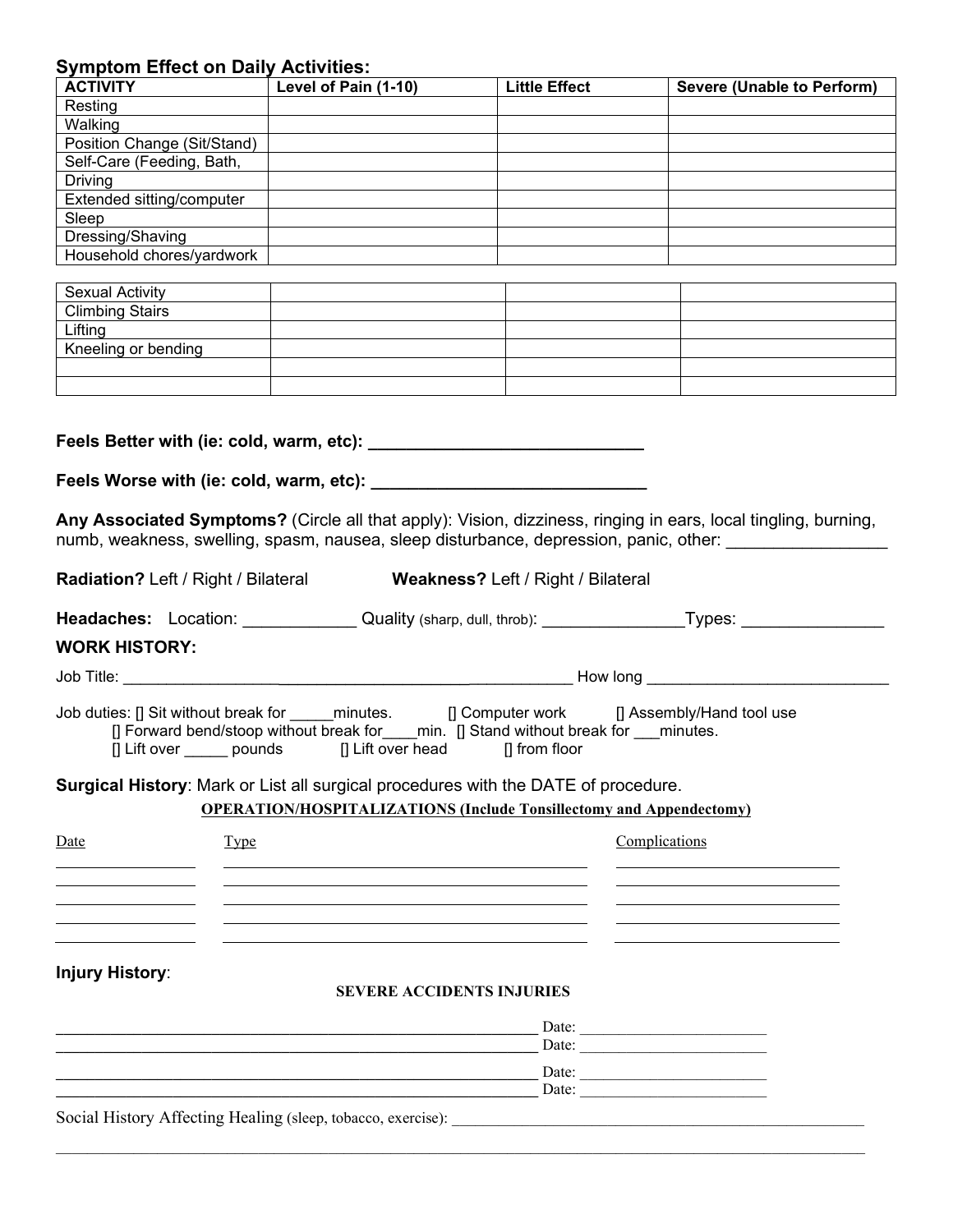**Symptom Effect on Daily Activities:**

| ACTIVITY | Level of Pain (1-10) | Little Effect | Severe (Unable to Perform) |
|---|---|---|---|
| Resting | | | |
| Walking | | | |
| Position Change (Sit/Stand) | | | |
| Self-Care (Feeding, Bath, | | | |
| Driving | | | |
| Extended sitting/computer | | | |
| Sleep | | | |
| Dressing/Shaving | | | |
| Household chores/yardwork | | | |
| Sexual Activity | | | |
| Climbing Stairs | | | |
| Lifting | | | |
| Kneeling or bending | | | |
| | | | |
| | | | |

**Feels Better with (ie: cold, warm, etc):** ____________________________

**Feels Worse with (ie: cold, warm, etc):** ____________________________

**Any Associated Symptoms?** (Circle all that apply): Vision, dizziness, ringing in ears, local tingling, burning, numb, weakness, swelling, spasm, nausea, sleep disturbance, depression, panic, other: ________________

**Radiation?** Left / Right / Bilateral **Weakness?** Left / Right / Bilateral

**Headaches:** Location: ___________ Quality (sharp, dull, throb): ______________Types: ______________

**WORK HISTORY:**

Job Title: ________________________________________________ How long ___________________________

Job duties: [] Sit without break for _____minutes. [] Computer work [] Assembly/Hand tool use
[] Forward bend/stoop without break for____min. [] Stand without break for ___minutes.
[] Lift over _____ pounds [] Lift over head [] from floor

**Surgical History**: Mark or List all surgical procedures with the DATE of procedure.

**OPERATION/HOSPITALIZATIONS (Include Tonsillectomy and Appendectomy)**

| Date | Type | Complications |
|---|---|---|
| | | |
| | | |
| | | |
| | | |
| | | |

**Injury History**:

**SEVERE ACCIDENTS INJURIES**

________________________________________________ Date: ______________________
________________________________________________ Date: ______________________
________________________________________________ Date: ______________________
________________________________________________ Date: ______________________

Social History Affecting Healing (sleep, tobacco, exercise): ______________________________________________

_____________________________________________________________________________________________